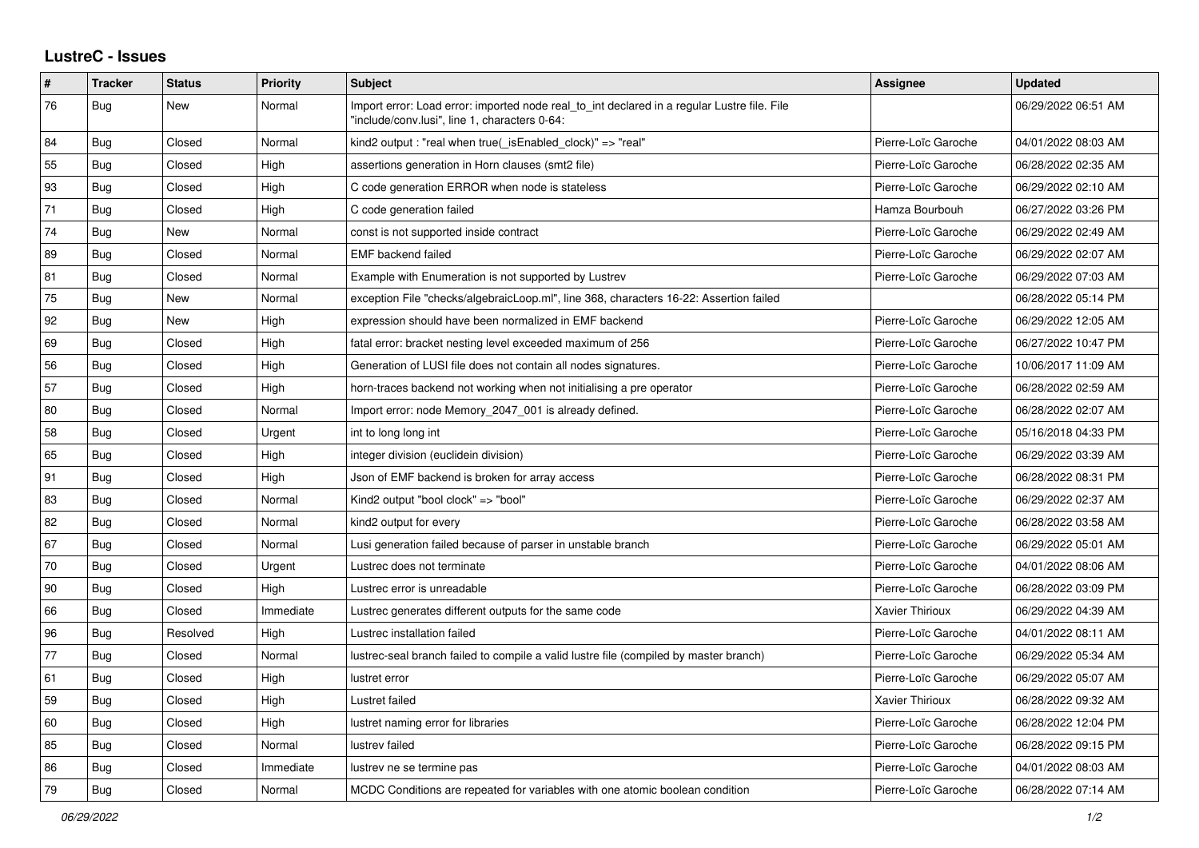# LustreC - Issues

| # | Tracker | Status | Priority | Subject | Assignee | Updated |
|---|---|---|---|---|---|---|
| 76 | Bug | New | Normal | Import error: Load error: imported node real_to_int declared in a regular Lustre file. File "include/conv.lusi", line 1, characters 0-64: | | 06/29/2022 06:51 AM |
| 84 | Bug | Closed | Normal | kind2 output : "real when true(_isEnabled_clock)" => "real" | Pierre-Loïc Garoche | 04/01/2022 08:03 AM |
| 55 | Bug | Closed | High | assertions generation in Horn clauses (smt2 file) | Pierre-Loïc Garoche | 06/28/2022 02:35 AM |
| 93 | Bug | Closed | High | C code generation ERROR when node is stateless | Pierre-Loïc Garoche | 06/29/2022 02:10 AM |
| 71 | Bug | Closed | High | C code generation failed | Hamza Bourbouh | 06/27/2022 03:26 PM |
| 74 | Bug | New | Normal | const is not supported inside contract | Pierre-Loïc Garoche | 06/29/2022 02:49 AM |
| 89 | Bug | Closed | Normal | EMF backend failed | Pierre-Loïc Garoche | 06/29/2022 02:07 AM |
| 81 | Bug | Closed | Normal | Example with Enumeration is not supported by Lustrev | Pierre-Loïc Garoche | 06/29/2022 07:03 AM |
| 75 | Bug | New | Normal | exception File "checks/algebraicLoop.ml", line 368, characters 16-22: Assertion failed | | 06/28/2022 05:14 PM |
| 92 | Bug | New | High | expression should have been normalized in EMF backend | Pierre-Loïc Garoche | 06/29/2022 12:05 AM |
| 69 | Bug | Closed | High | fatal error: bracket nesting level exceeded maximum of 256 | Pierre-Loïc Garoche | 06/27/2022 10:47 PM |
| 56 | Bug | Closed | High | Generation of LUSI file does not contain all nodes signatures. | Pierre-Loïc Garoche | 10/06/2017 11:09 AM |
| 57 | Bug | Closed | High | horn-traces backend not working when not initialising a pre operator | Pierre-Loïc Garoche | 06/28/2022 02:59 AM |
| 80 | Bug | Closed | Normal | Import error: node Memory_2047_001 is already defined. | Pierre-Loïc Garoche | 06/28/2022 02:07 AM |
| 58 | Bug | Closed | Urgent | int to long long int | Pierre-Loïc Garoche | 05/16/2018 04:33 PM |
| 65 | Bug | Closed | High | integer division (euclidein division) | Pierre-Loïc Garoche | 06/29/2022 03:39 AM |
| 91 | Bug | Closed | High | Json of EMF backend is broken for array access | Pierre-Loïc Garoche | 06/28/2022 08:31 PM |
| 83 | Bug | Closed | Normal | Kind2 output "bool clock" => "bool" | Pierre-Loïc Garoche | 06/29/2022 02:37 AM |
| 82 | Bug | Closed | Normal | kind2 output for every | Pierre-Loïc Garoche | 06/28/2022 03:58 AM |
| 67 | Bug | Closed | Normal | Lusi generation failed because of parser in unstable branch | Pierre-Loïc Garoche | 06/29/2022 05:01 AM |
| 70 | Bug | Closed | Urgent | Lustrec does not terminate | Pierre-Loïc Garoche | 04/01/2022 08:06 AM |
| 90 | Bug | Closed | High | Lustrec error is unreadable | Pierre-Loïc Garoche | 06/28/2022 03:09 PM |
| 66 | Bug | Closed | Immediate | Lustrec generates different outputs for the same code | Xavier Thirioux | 06/29/2022 04:39 AM |
| 96 | Bug | Resolved | High | Lustrec installation failed | Pierre-Loïc Garoche | 04/01/2022 08:11 AM |
| 77 | Bug | Closed | Normal | lustrec-seal branch failed to compile a valid lustre file (compiled by master branch) | Pierre-Loïc Garoche | 06/29/2022 05:34 AM |
| 61 | Bug | Closed | High | lustret error | Pierre-Loïc Garoche | 06/29/2022 05:07 AM |
| 59 | Bug | Closed | High | Lustret failed | Xavier Thirioux | 06/28/2022 09:32 AM |
| 60 | Bug | Closed | High | lustret naming error for libraries | Pierre-Loïc Garoche | 06/28/2022 12:04 PM |
| 85 | Bug | Closed | Normal | lustrev failed | Pierre-Loïc Garoche | 06/28/2022 09:15 PM |
| 86 | Bug | Closed | Immediate | lustrev ne se termine pas | Pierre-Loïc Garoche | 04/01/2022 08:03 AM |
| 79 | Bug | Closed | Normal | MCDC Conditions are repeated for variables with one atomic boolean condition | Pierre-Loïc Garoche | 06/28/2022 07:14 AM |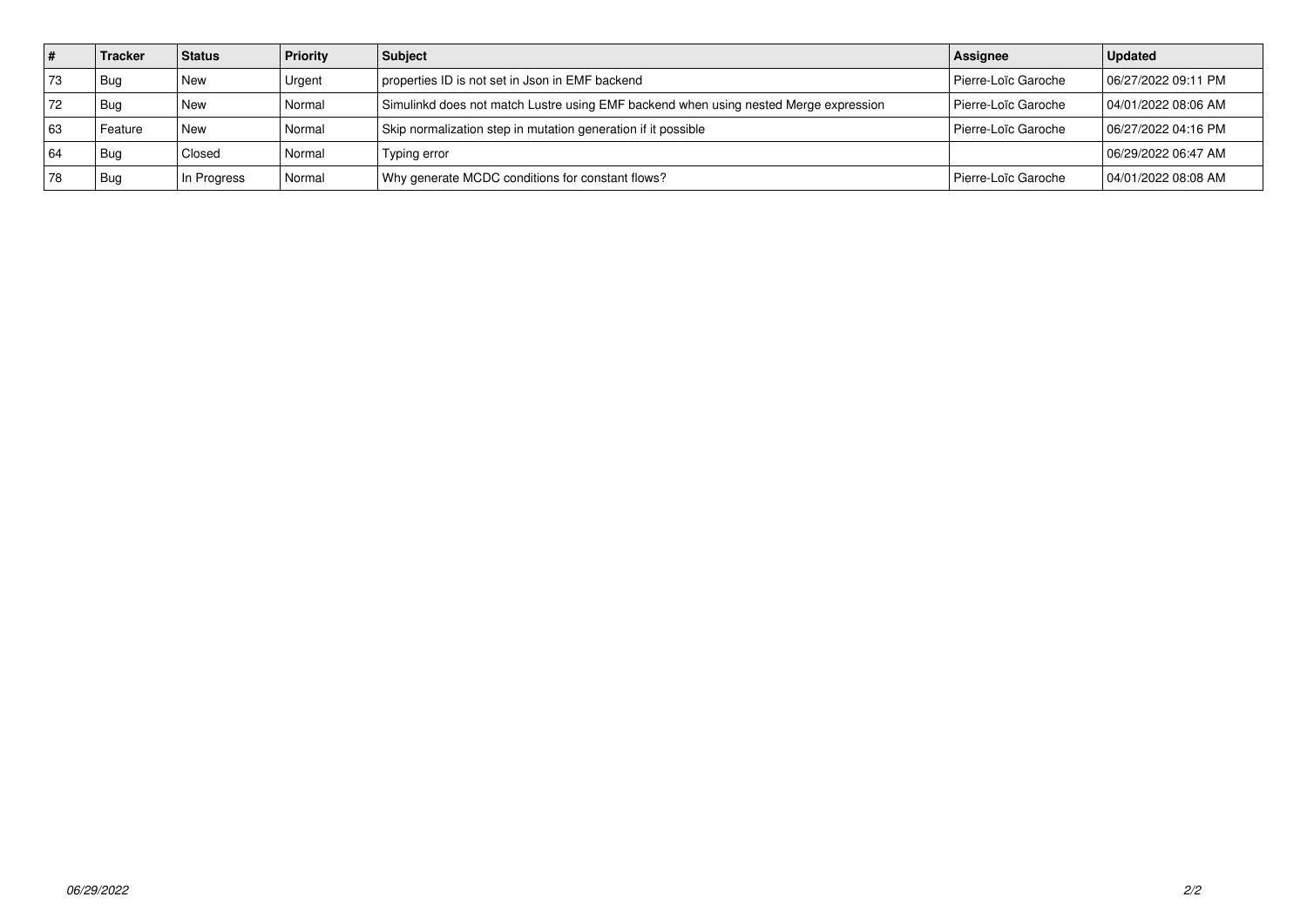| # | Tracker | Status | Priority | Subject | Assignee | Updated |
|---|---|---|---|---|---|---|
| 73 | Bug | New | Urgent | properties ID is not set in Json in EMF backend | Pierre-Loïc Garoche | 06/27/2022 09:11 PM |
| 72 | Bug | New | Normal | Simulinkd does not match Lustre using EMF backend when using nested Merge expression | Pierre-Loïc Garoche | 04/01/2022 08:06 AM |
| 63 | Feature | New | Normal | Skip normalization step in mutation generation if it possible | Pierre-Loïc Garoche | 06/27/2022 04:16 PM |
| 64 | Bug | Closed | Normal | Typing error | | 06/29/2022 06:47 AM |
| 78 | Bug | In Progress | Normal | Why generate MCDC conditions for constant flows? | Pierre-Loïc Garoche | 04/01/2022 08:08 AM |